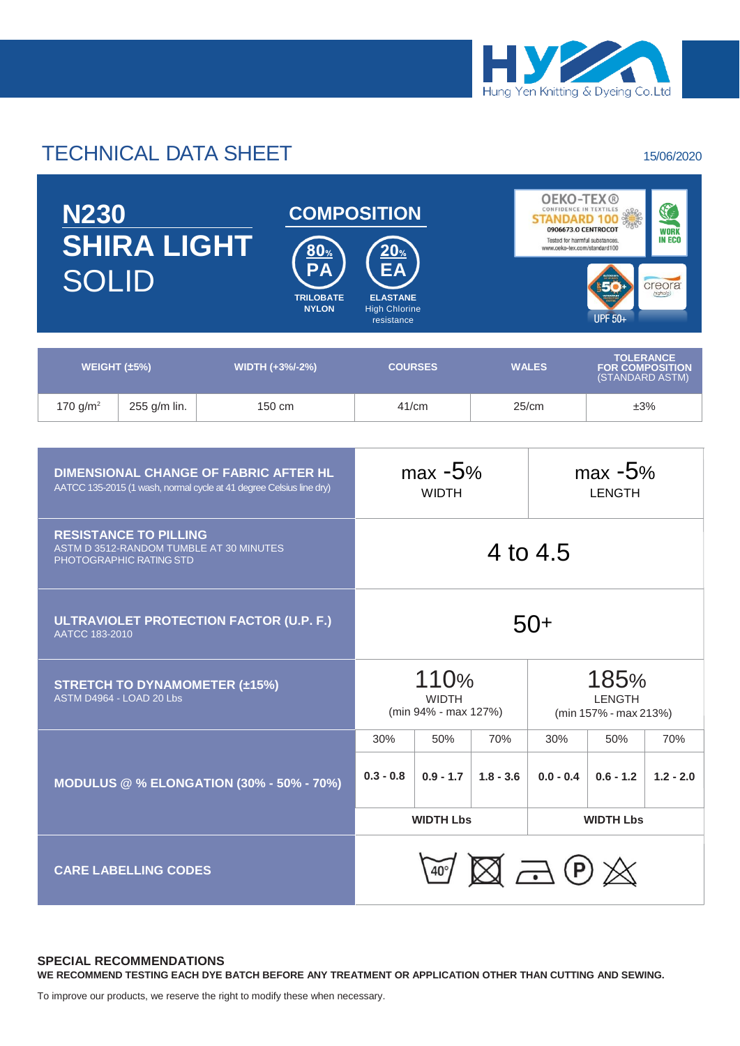Hung Yen Knitting & Dyeing Co.Ltd

# TECHNICAL DATA SHEET

15/06/2020

## N230
## SHIRA LIGHT
## SOLID

### COMPOSITION

- **80% PA** — TRILOBATE NYLON
- **20% EA** — ELASTANE High Chlorine resistance

OEKO-TEX® CONFIDENCE IN TEXTILES STANDARD 100 0906673.0 CENTROCOT Tested for harmful substances. www.oeko-tex.com/standard100

WORK IN ECO

creora

UPF 50+

| WEIGHT (±5%) | | WIDTH (+3%/-2%) | COURSES | WALES | TOLERANCE FOR COMPOSITION (STANDARD ASTM) |
|---|---|---|---|---|---|
| 170 g/m$^2$ | 255 g/m lin. | 150 cm | 41/cm | 25/cm | ±3% |

| Property | | | | | | |
|---|---|---|---|---|---|---|
| **DIMENSIONAL CHANGE OF FABRIC AFTER HL** AATCC 135-2015 (1 wash, normal cycle at 41 degree Celsius line dry) | max -5% WIDTH | | | max -5% LENGTH | | |
| **RESISTANCE TO PILLING** ASTM D 3512-RANDOM TUMBLE AT 30 MINUTES PHOTOGRAPHIC RATING STD | 4 to 4.5 | | | | | |
| **ULTRAVIOLET PROTECTION FACTOR (U.P. F.)** AATCC 183-2010 | 50+ | | | | | |
| **STRETCH TO DYNAMOMETER (±15%)** ASTM D4964 - LOAD 20 Lbs | 110% WIDTH (min 94% - max 127%) | | | 185% LENGTH (min 157% - max 213%) | | |
| **MODULUS @ % ELONGATION (30% - 50% - 70%)** | 30% | 50% | 70% | 30% | 50% | 70% |
| | 0.3 - 0.8 | 0.9 - 1.7 | 1.8 - 3.6 | 0.0 - 0.4 | 0.6 - 1.2 | 1.2 - 2.0 |
| | **WIDTH Lbs** | | | **WIDTH Lbs** | | |
| **CARE LABELLING CODES** | 40° | | | | | |

### SPECIAL RECOMMENDATIONS

**WE RECOMMEND TESTING EACH DYE BATCH BEFORE ANY TREATMENT OR APPLICATION OTHER THAN CUTTING AND SEWING.**

To improve our products, we reserve the right to modify these when necessary.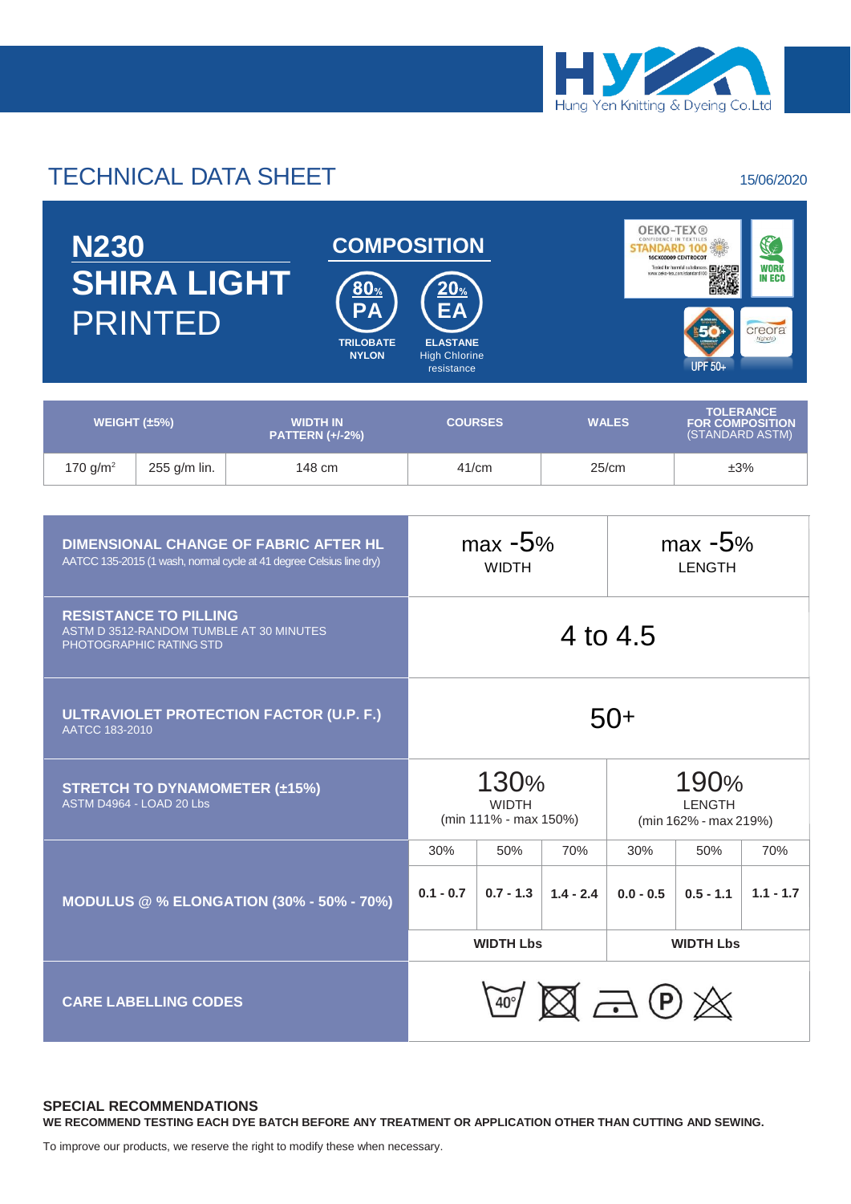Hung Yen Knitting & Dyeing Co.Ltd

# TECHNICAL DATA SHEET

15/06/2020

## N230
## SHIRA LIGHT
## PRINTED

### COMPOSITION

- 80% PA — TRILOBATE NYLON
- 20% EA — ELASTANE High Chlorine resistance

OEKO-TEX® CONFIDENCE IN TEXTILES STANDARD 100 — 16CX00009 CENTROCOT — Tested for harmful substances. www.oeko-tex.com/standard100

WORK IN ECO

UPF 50+

creora

| WEIGHT (±5%) | | WIDTH IN PATTERN (+/-2%) | COURSES | WALES | TOLERANCE FOR COMPOSITION (STANDARD ASTM) |
|---|---|---|---|---|---|
| 170 g/m² | 255 g/m lin. | 148 cm | 41/cm | 25/cm | ±3% |

| Property | | | | | | |
|---|---|---|---|---|---|---|
| **DIMENSIONAL CHANGE OF FABRIC AFTER HL** AATCC 135-2015 (1 wash, normal cycle at 41 degree Celsius line dry) | max -5% WIDTH | | | max -5% LENGTH | | |
| **RESISTANCE TO PILLING** ASTM D 3512-RANDOM TUMBLE AT 30 MINUTES PHOTOGRAPHIC RATING STD | 4 to 4.5 | | | | | |
| **ULTRAVIOLET PROTECTION FACTOR (U.P. F.)** AATCC 183-2010 | 50+ | | | | | |
| **STRETCH TO DYNAMOMETER (±15%)** ASTM D4964 - LOAD 20 Lbs | 130% WIDTH (min 111% - max 150%) | | | 190% LENGTH (min 162% - max 219%) | | |
| **MODULUS @ % ELONGATION (30% - 50% - 70%)** | 30% | 50% | 70% | 30% | 50% | 70% |
| | 0.1 - 0.7 | 0.7 - 1.3 | 1.4 - 2.4 | 0.0 - 0.5 | 0.5 - 1.1 | 1.1 - 1.7 |
| | **WIDTH Lbs** | | | **WIDTH Lbs** | | |
| **CARE LABELLING CODES** | 40° | | | | | |

### SPECIAL RECOMMENDATIONS

**WE RECOMMEND TESTING EACH DYE BATCH BEFORE ANY TREATMENT OR APPLICATION OTHER THAN CUTTING AND SEWING.**

To improve our products, we reserve the right to modify these when necessary.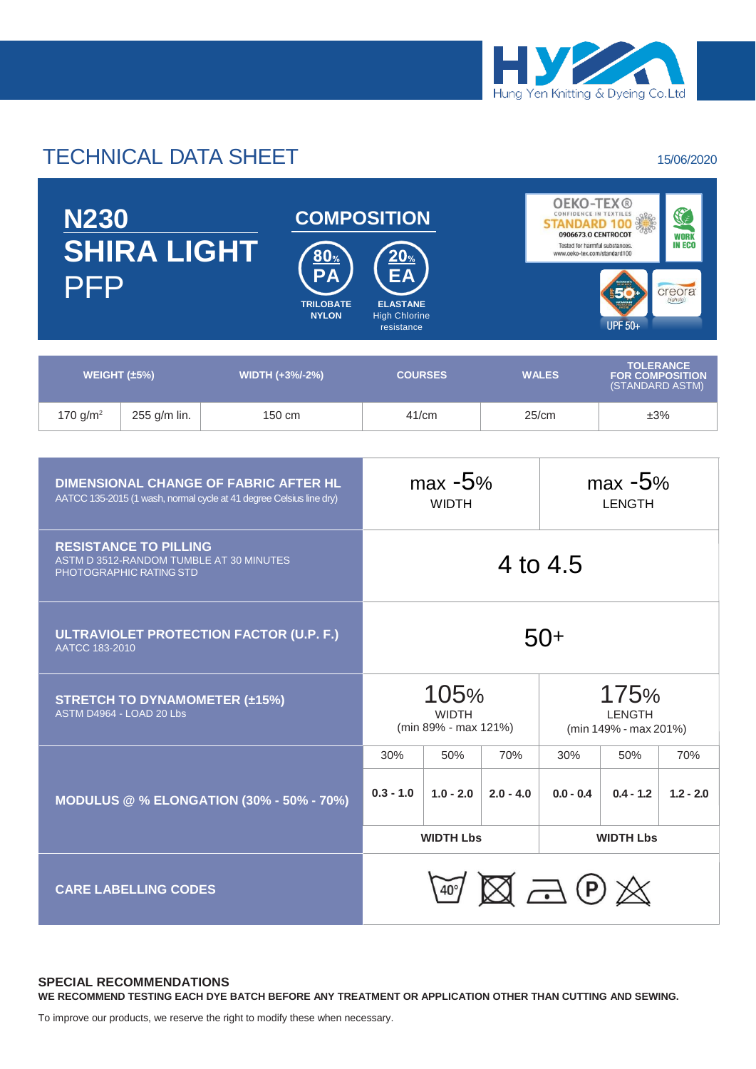Hung Yen Knitting & Dyeing Co.Ltd

# TECHNICAL DATA SHEET

15/06/2020

## N230 SHIRA LIGHT PFP

### COMPOSITION

- **80% PA** — TRILOBATE NYLON
- **20% EA** — ELASTANE High Chlorine resistance

OEKO-TEX® CONFIDENCE IN TEXTILES STANDARD 100 0906673.0 CENTROCOT Tested for harmful substances. www.oeko-tex.com/standard100

WORK IN ECO

UPF 50+

creora

| WEIGHT (±5%) | | WIDTH (+3%/-2%) | COURSES | WALES | TOLERANCE FOR COMPOSITION (STANDARD ASTM) |
|---|---|---|---|---|---|
| 170 g/m² | 255 g/m lin. | 150 cm | 41/cm | 25/cm | ±3% |

| | | | | | | |
|---|---|---|---|---|---|---|
| **DIMENSIONAL CHANGE OF FABRIC AFTER HL** AATCC 135-2015 (1 wash, normal cycle at 41 degree Celsius line dry) | max -5% WIDTH | | | max -5% LENGTH | | |
| **RESISTANCE TO PILLING** ASTM D 3512-RANDOM TUMBLE AT 30 MINUTES PHOTOGRAPHIC RATING STD | 4 to 4.5 | | | | | |
| **ULTRAVIOLET PROTECTION FACTOR (U.P. F.)** AATCC 183-2010 | 50+ | | | | | |
| **STRETCH TO DYNAMOMETER (±15%)** ASTM D4964 - LOAD 20 Lbs | 105% WIDTH (min 89% - max 121%) | | | 175% LENGTH (min 149% - max 201%) | | |
| **MODULUS @ % ELONGATION (30% - 50% - 70%)** | 30% | 50% | 70% | 30% | 50% | 70% |
| | 0.3 - 1.0 | 1.0 - 2.0 | 2.0 - 4.0 | 0.0 - 0.4 | 0.4 - 1.2 | 1.2 - 2.0 |
| | WIDTH Lbs | | | WIDTH Lbs | | |
| **CARE LABELLING CODES** | 40° | | | | | |

### SPECIAL RECOMMENDATIONS

**WE RECOMMEND TESTING EACH DYE BATCH BEFORE ANY TREATMENT OR APPLICATION OTHER THAN CUTTING AND SEWING.**

To improve our products, we reserve the right to modify these when necessary.